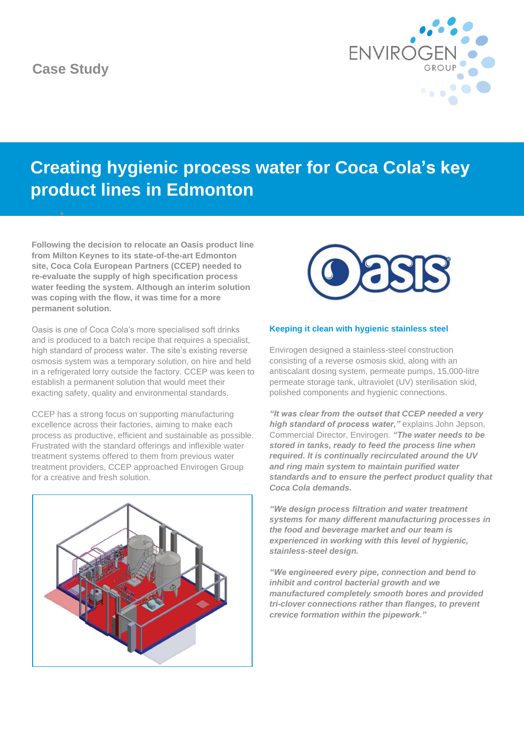Case Study

# Creating hygienic process water for Coca Cola's key product lines in Edmonton

**Following the decision to relocate an Oasis product line from Milton Keynes to its state-of-the-art Edmonton site, Coca Cola European Partners (CCEP) needed to re-evaluate the supply of high specification process water feeding the system. Although an interim solution was coping with the flow, it was time for a more permanent solution.**

Oasis is one of Coca Cola's more specialised soft drinks and is produced to a batch recipe that requires a specialist, high standard of process water. The site's existing reverse osmosis system was a temporary solution, on hire and held in a refrigerated lorry outside the factory. CCEP was keen to establish a permanent solution that would meet their exacting safety, quality and environmental standards.

CCEP has a strong focus on supporting manufacturing excellence across their factories, aiming to make each process as productive, efficient and sustainable as possible. Frustrated with the standard offerings and inflexible water treatment systems offered to them from previous water treatment providers, CCEP approached Envirogen Group for a creative and fresh solution.

### Keeping it clean with hygienic stainless steel

Envirogen designed a stainless-steel construction consisting of a reverse osmosis skid, along with an antiscalant dosing system, permeate pumps, 15,000-litre permeate storage tank, ultraviolet (UV) sterilisation skid, polished components and hygienic connections.

***"It was clear from the outset that CCEP needed a very high standard of process water,"*** explains John Jepson, Commercial Director, Envirogen. ***"The water needs to be stored in tanks, ready to feed the process line when required. It is continually recirculated around the UV and ring main system to maintain purified water standards and to ensure the perfect product quality that Coca Cola demands.***

***"We design process filtration and water treatment systems for many different manufacturing processes in the food and beverage market and our team is experienced in working with this level of hygienic, stainless-steel design.***

***"We engineered every pipe, connection and bend to inhibit and control bacterial growth and we manufactured completely smooth bores and provided tri-clover connections rather than flanges, to prevent crevice formation within the pipework."***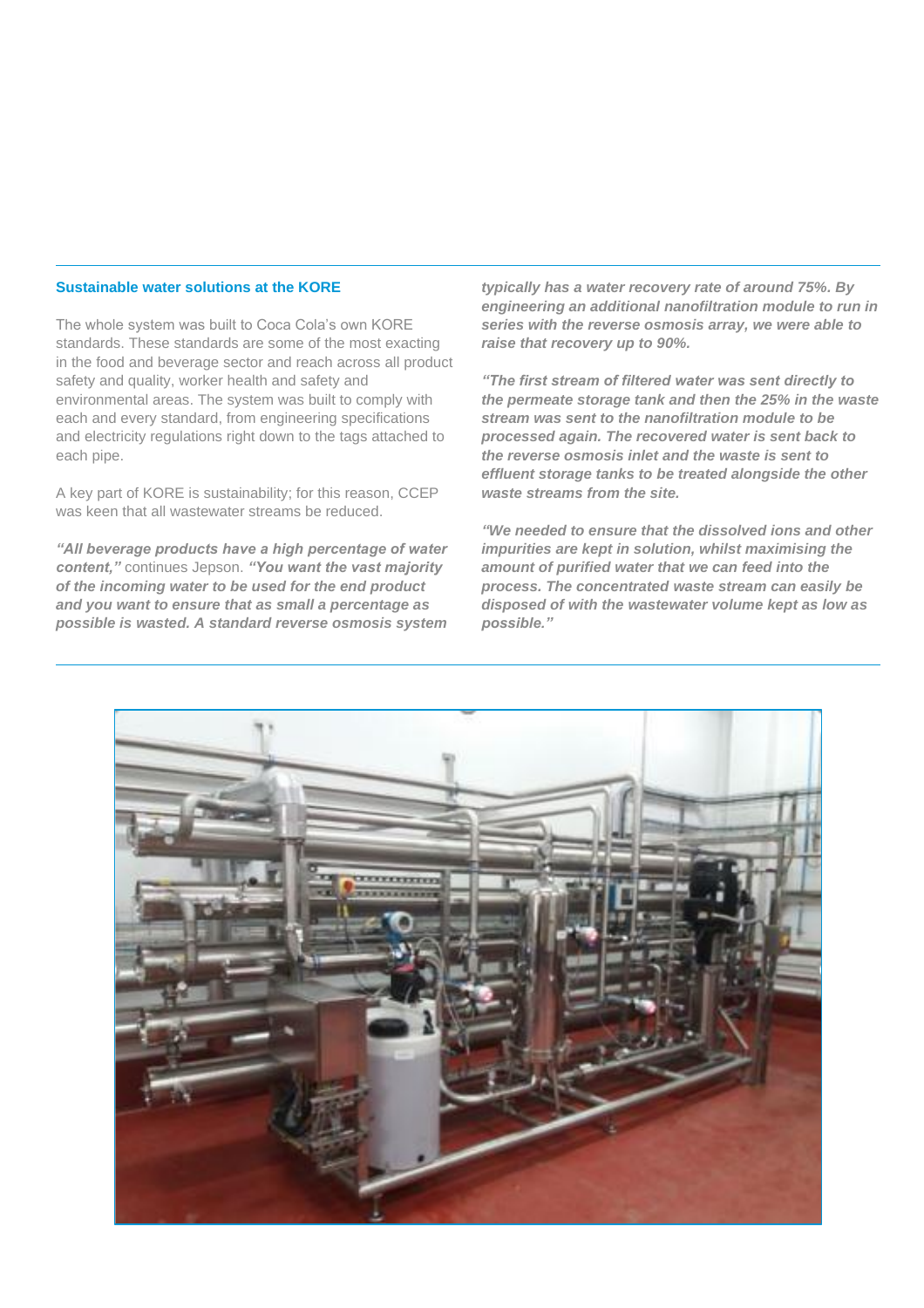### Sustainable water solutions at the KORE

The whole system was built to Coca Cola's own KORE standards. These standards are some of the most exacting in the food and beverage sector and reach across all product safety and quality, worker health and safety and environmental areas. The system was built to comply with each and every standard, from engineering specifications and electricity regulations right down to the tags attached to each pipe.

A key part of KORE is sustainability; for this reason, CCEP was keen that all wastewater streams be reduced.

***"All beverage products have a high percentage of water content,"*** continues Jepson. ***"You want the vast majority of the incoming water to be used for the end product and you want to ensure that as small a percentage as possible is wasted. A standard reverse osmosis system typically has a water recovery rate of around 75%. By engineering an additional nanofiltration module to run in series with the reverse osmosis array, we were able to raise that recovery up to 90%.***

***"The first stream of filtered water was sent directly to the permeate storage tank and then the 25% in the waste stream was sent to the nanofiltration module to be processed again. The recovered water is sent back to the reverse osmosis inlet and the waste is sent to effluent storage tanks to be treated alongside the other waste streams from the site.***

***"We needed to ensure that the dissolved ions and other impurities are kept in solution, whilst maximising the amount of purified water that we can feed into the process. The concentrated waste stream can easily be disposed of with the wastewater volume kept as low as possible."***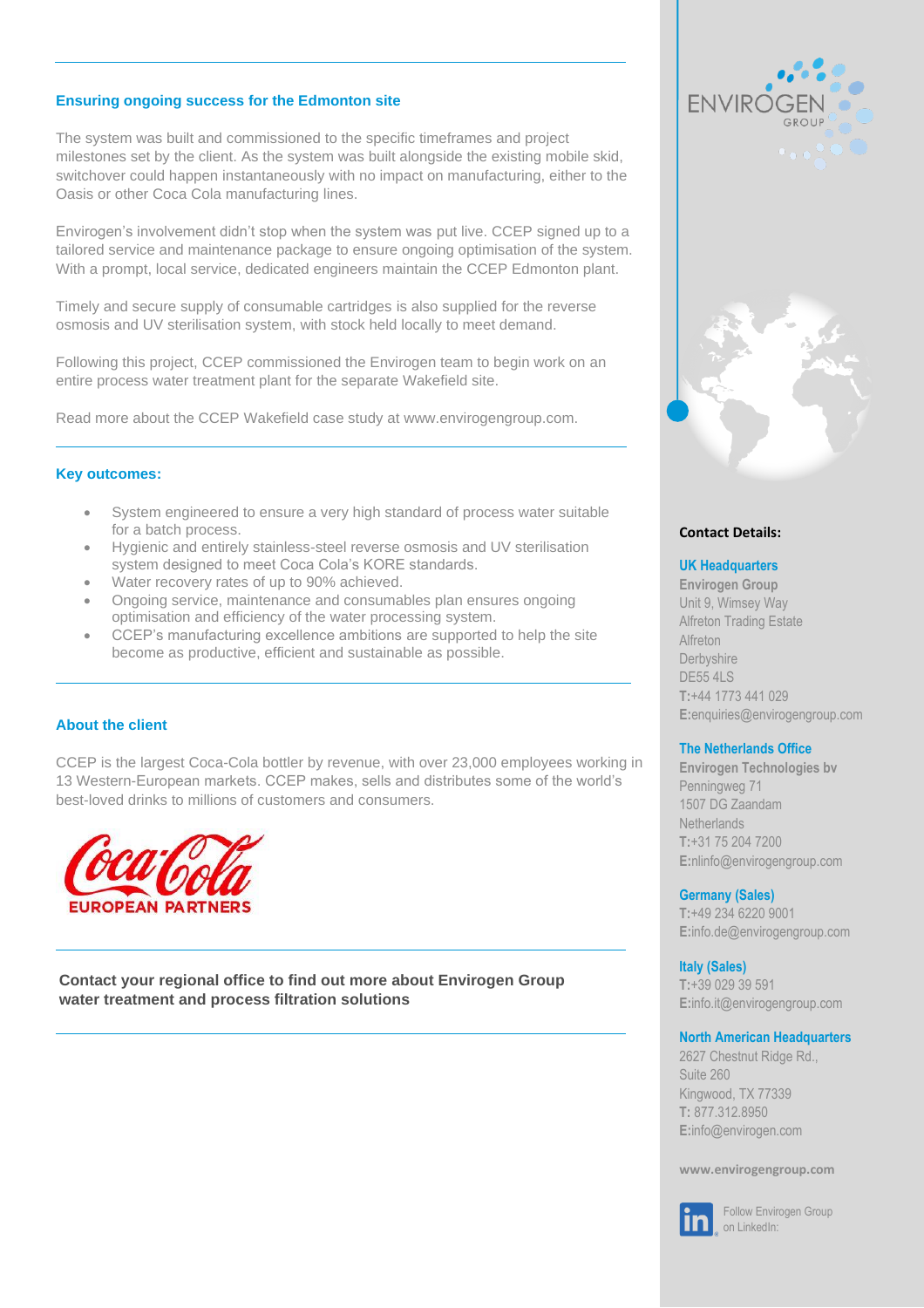## Ensuring ongoing success for the Edmonton site

The system was built and commissioned to the specific timeframes and project milestones set by the client. As the system was built alongside the existing mobile skid, switchover could happen instantaneously with no impact on manufacturing, either to the Oasis or other Coca Cola manufacturing lines.

Envirogen's involvement didn't stop when the system was put live. CCEP signed up to a tailored service and maintenance package to ensure ongoing optimisation of the system. With a prompt, local service, dedicated engineers maintain the CCEP Edmonton plant.

Timely and secure supply of consumable cartridges is also supplied for the reverse osmosis and UV sterilisation system, with stock held locally to meet demand.

Following this project, CCEP commissioned the Envirogen team to begin work on an entire process water treatment plant for the separate Wakefield site.

Read more about the CCEP Wakefield case study at www.envirogengroup.com.

## Key outcomes:

- System engineered to ensure a very high standard of process water suitable for a batch process.
- Hygienic and entirely stainless-steel reverse osmosis and UV sterilisation system designed to meet Coca Cola's KORE standards.
- Water recovery rates of up to 90% achieved.
- Ongoing service, maintenance and consumables plan ensures ongoing optimisation and efficiency of the water processing system.
- CCEP's manufacturing excellence ambitions are supported to help the site become as productive, efficient and sustainable as possible.

## About the client

CCEP is the largest Coca-Cola bottler by revenue, with over 23,000 employees working in 13 Western-European markets. CCEP makes, sells and distributes some of the world's best-loved drinks to millions of customers and consumers.

Coca-Cola EUROPEAN PARTNERS

**Contact your regional office to find out more about Envirogen Group water treatment and process filtration solutions**

ENVIROGEN GROUP

**Contact Details:**

**UK Headquarters**
**Envirogen Group**
Unit 9, Wimsey Way
Alfreton Trading Estate
Alfreton
Derbyshire
DE55 4LS
**T:**+44 1773 441 029
**E:**enquiries@envirogengroup.com

**The Netherlands Office**
**Envirogen Technologies bv**
Penningweg 71
1507 DG Zaandam
Netherlands
**T:**+31 75 204 7200
**E:**nlinfo@envirogengroup.com

**Germany (Sales)**
**T:**+49 234 6220 9001
**E:**info.de@envirogengroup.com

**Italy (Sales)**
**T:**+39 029 39 591
**E:**info.it@envirogengroup.com

**North American Headquarters**
2627 Chestnut Ridge Rd.,
Suite 260
Kingwood, TX 77339
**T:** 877.312.8950
**E:**info@envirogen.com

www.envirogengroup.com

Follow Envirogen Group on LinkedIn: